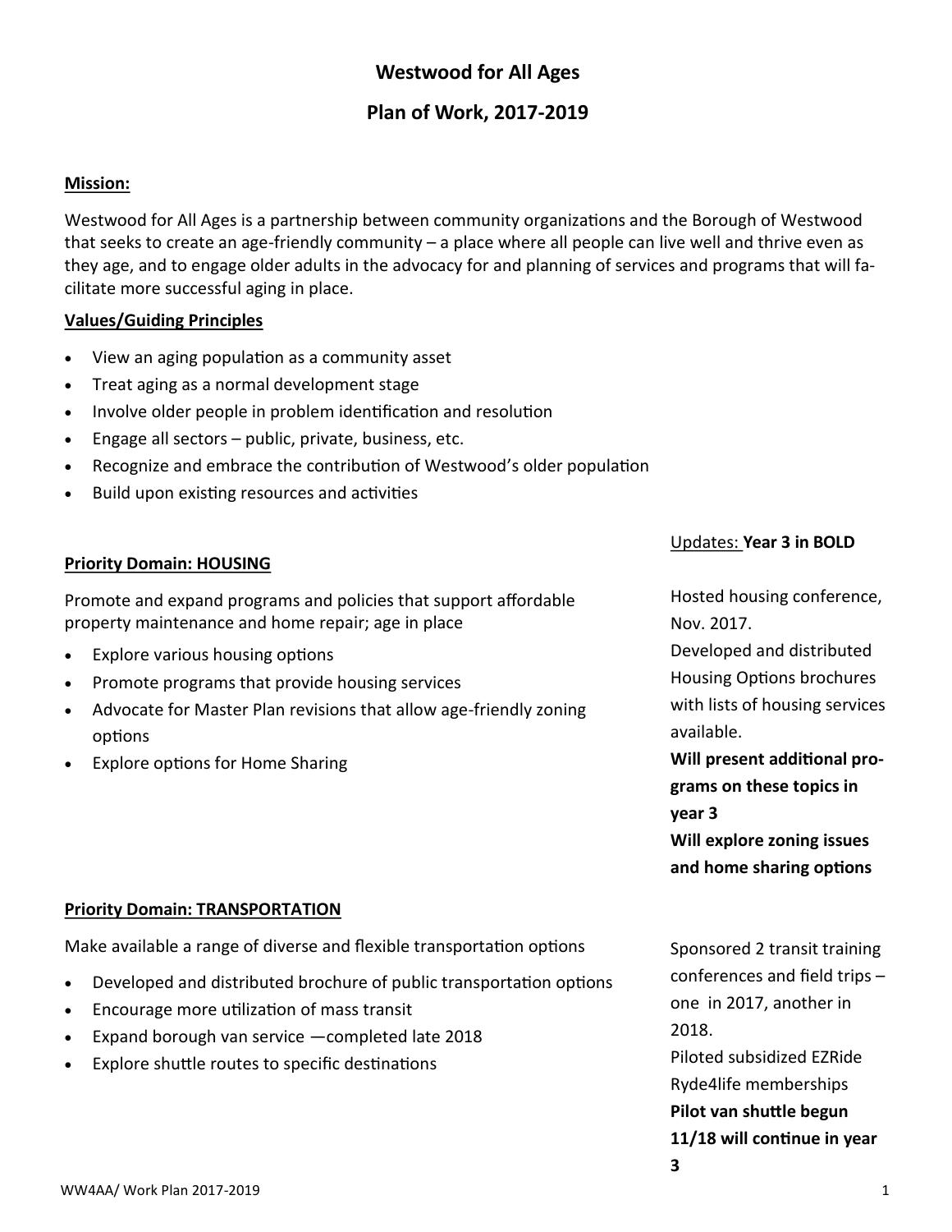# Westwood for All Ages

## Plan of Work, 2017-2019

**Mission:**

Westwood for All Ages is a partnership between community organizations and the Borough of Westwood that seeks to create an age-friendly community – a place where all people can live well and thrive even as they age, and to engage older adults in the advocacy for and planning of services and programs that will facilitate more successful aging in place.

**Values/Guiding Principles**

- View an aging population as a community asset
- Treat aging as a normal development stage
- Involve older people in problem identification and resolution
- Engage all sectors – public, private, business, etc.
- Recognize and embrace the contribution of Westwood's older population
- Build upon existing resources and activities

Updates: **Year 3 in BOLD**

**Priority Domain: HOUSING**

Promote and expand programs and policies that support affordable property maintenance and home repair; age in place

- Explore various housing options
- Promote programs that provide housing services
- Advocate for Master Plan revisions that allow age-friendly zoning options
- Explore options for Home Sharing

Hosted housing conference, Nov. 2017.
Developed and distributed Housing Options brochures with lists of housing services available.
**Will present additional programs on these topics in year 3**
**Will explore zoning issues and home sharing options**

**Priority Domain: TRANSPORTATION**

Make available a range of diverse and flexible transportation options

- Developed and distributed brochure of public transportation options
- Encourage more utilization of mass transit
- Expand borough van service —completed late 2018
- Explore shuttle routes to specific destinations

Sponsored 2 transit training conferences and field trips – one in 2017, another in 2018.
Piloted subsidized EZRide Ryde4life memberships
**Pilot van shuttle begun 11/18 will continue in year 3**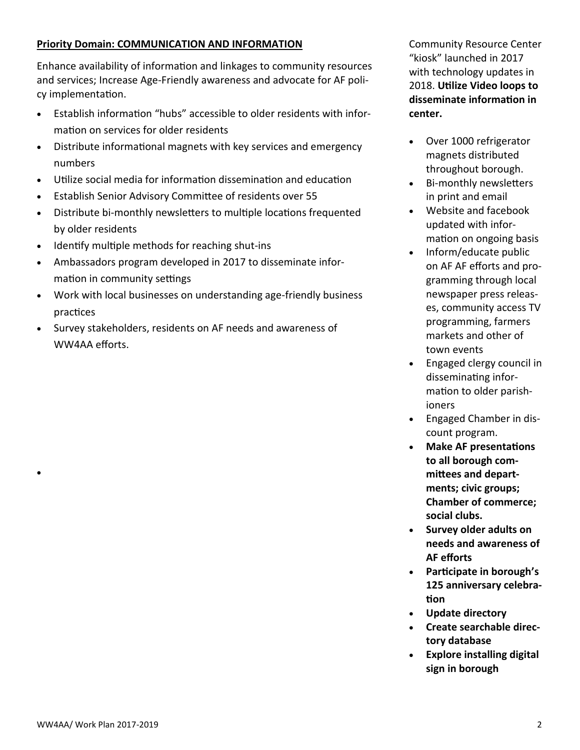**Priority Domain: COMMUNICATION AND INFORMATION**

Enhance availability of information and linkages to community resources and services; Increase Age-Friendly awareness and advocate for AF policy implementation.

- Establish information "hubs" accessible to older residents with information on services for older residents
- Distribute informational magnets with key services and emergency numbers
- Utilize social media for information dissemination and education
- Establish Senior Advisory Committee of residents over 55
- Distribute bi-monthly newsletters to multiple locations frequented by older residents
- Identify multiple methods for reaching shut-ins
- Ambassadors program developed in 2017 to disseminate information in community settings
- Work with local businesses on understanding age-friendly business practices
- Survey stakeholders, residents on AF needs and awareness of WW4AA efforts.

Community Resource Center "kiosk" launched in 2017 with technology updates in 2018. **Utilize Video loops to disseminate information in center.**

- Over 1000 refrigerator magnets distributed throughout borough.
- Bi-monthly newsletters in print and email
- Website and facebook updated with information on ongoing basis
- Inform/educate public on AF AF efforts and programming through local newspaper press releases, community access TV programming, farmers markets and other of town events
- Engaged clergy council in disseminating information to older parishioners
- Engaged Chamber in discount program.
- **Make AF presentations to all borough committees and departments; civic groups; Chamber of commerce; social clubs.**
- **Survey older adults on needs and awareness of AF efforts**
- **Participate in borough's 125 anniversary celebration**
- **Update directory**
- **Create searchable directory database**
- **Explore installing digital sign in borough**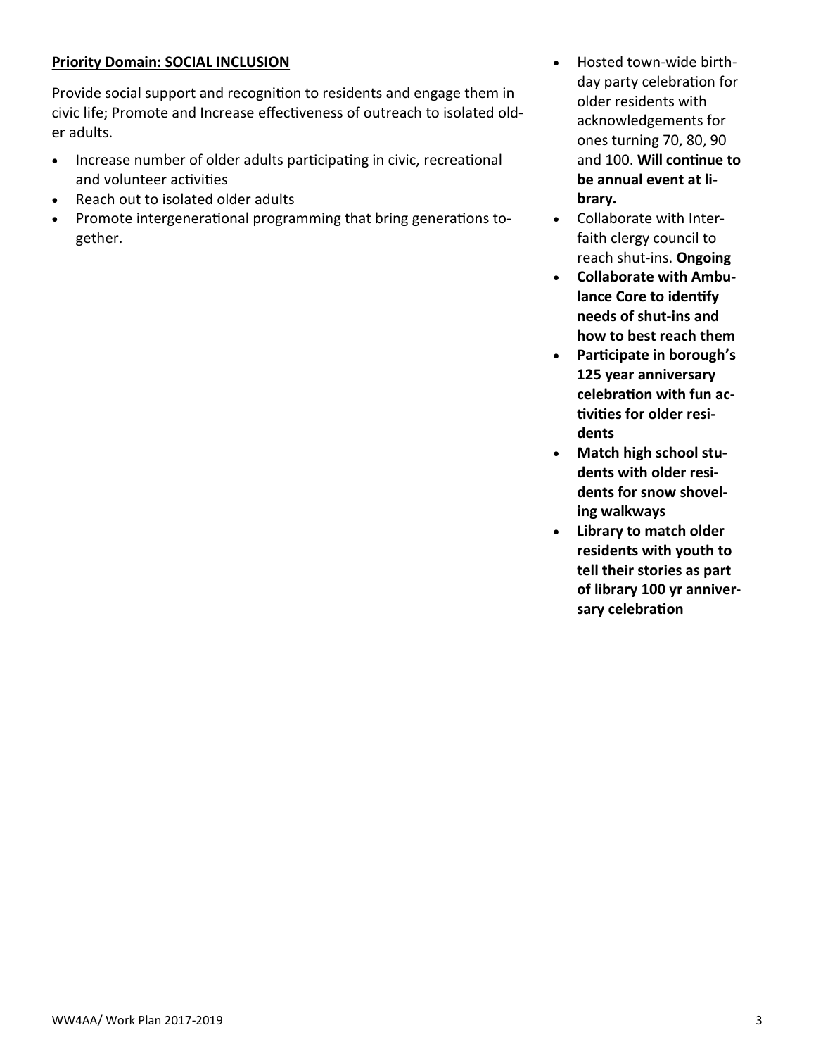**<u>Priority Domain: SOCIAL INCLUSION</u>**

Provide social support and recognition to residents and engage them in civic life; Promote and Increase effectiveness of outreach to isolated older adults.

- Increase number of older adults participating in civic, recreational and volunteer activities
- Reach out to isolated older adults
- Promote intergenerational programming that bring generations together.

- Hosted town-wide birthday party celebration for older residents with acknowledgements for ones turning 70, 80, 90 and 100. **Will continue to be annual event at library.**
- Collaborate with Interfaith clergy council to reach shut-ins. **Ongoing**
- **Collaborate with Ambulance Core to identify needs of shut-ins and how to best reach them**
- **Participate in borough's 125 year anniversary celebration with fun activities for older residents**
- **Match high school students with older residents for snow shoveling walkways**
- **Library to match older residents with youth to tell their stories as part of library 100 yr anniversary celebration**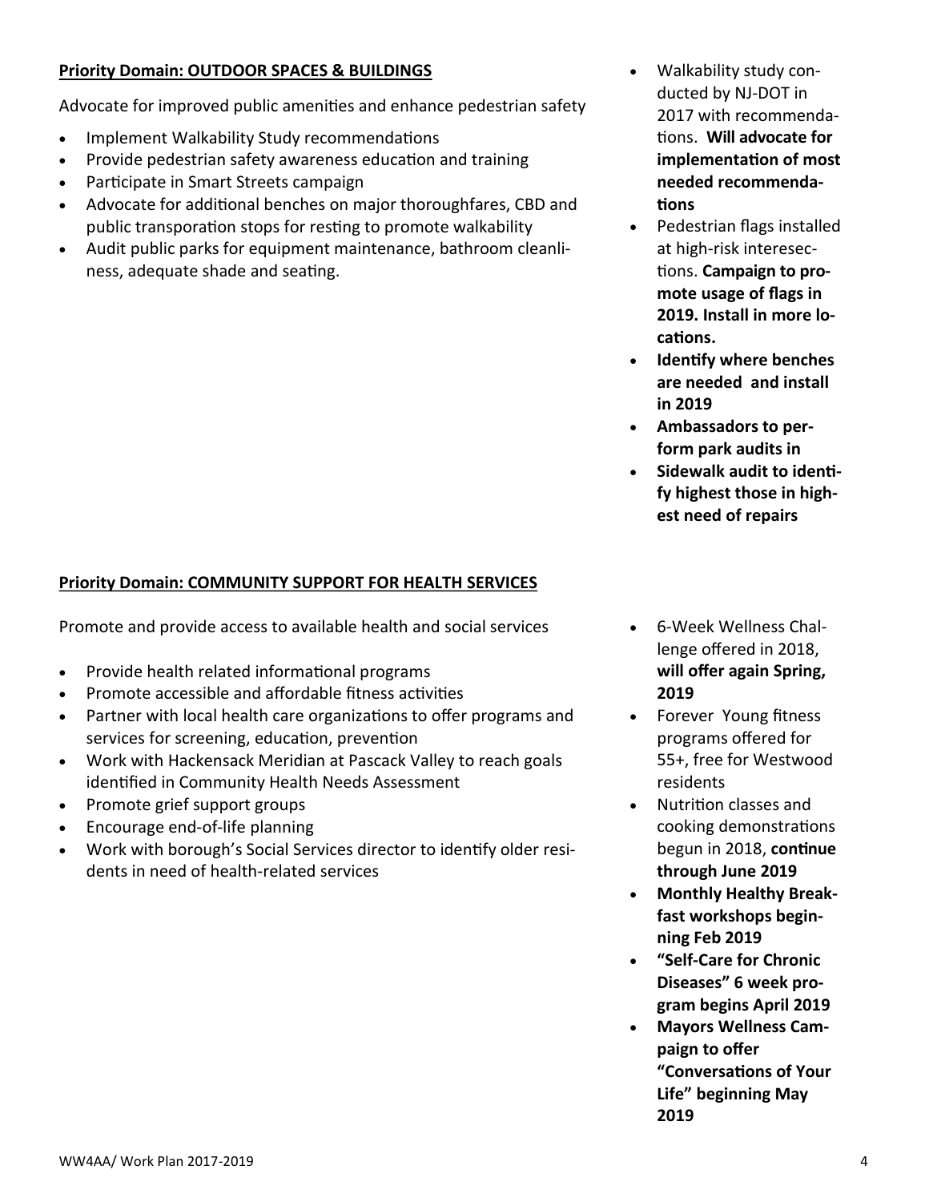**Priority Domain: OUTDOOR SPACES & BUILDINGS**

Advocate for improved public amenities and enhance pedestrian safety

- Implement Walkability Study recommendations
- Provide pedestrian safety awareness education and training
- Participate in Smart Streets campaign
- Advocate for additional benches on major thoroughfares, CBD and public transporation stops for resting to promote walkability
- Audit public parks for equipment maintenance, bathroom cleanliness, adequate shade and seating.

- Walkability study conducted by NJ-DOT in 2017 with recommendations. **Will advocate for implementation of most needed recommendations**
- Pedestrian flags installed at high-risk interesections. **Campaign to promote usage of flags in 2019. Install in more locations.**
- **Identify where benches are needed and install in 2019**
- **Ambassadors to perform park audits in**
- **Sidewalk audit to identify highest those in highest need of repairs**

**Priority Domain: COMMUNITY SUPPORT FOR HEALTH SERVICES**

Promote and provide access to available health and social services

- Provide health related informational programs
- Promote accessible and affordable fitness activities
- Partner with local health care organizations to offer programs and services for screening, education, prevention
- Work with Hackensack Meridian at Pascack Valley to reach goals identified in Community Health Needs Assessment
- Promote grief support groups
- Encourage end-of-life planning
- Work with borough's Social Services director to identify older residents in need of health-related services

- 6-Week Wellness Challenge offered in 2018, **will offer again Spring, 2019**
- Forever Young fitness programs offered for 55+, free for Westwood residents
- Nutrition classes and cooking demonstrations begun in 2018, **continue through June 2019**
- **Monthly Healthy Breakfast workshops beginning Feb 2019**
- **"Self-Care for Chronic Diseases" 6 week program begins April 2019**
- **Mayors Wellness Campaign to offer "Conversations of Your Life" beginning May 2019**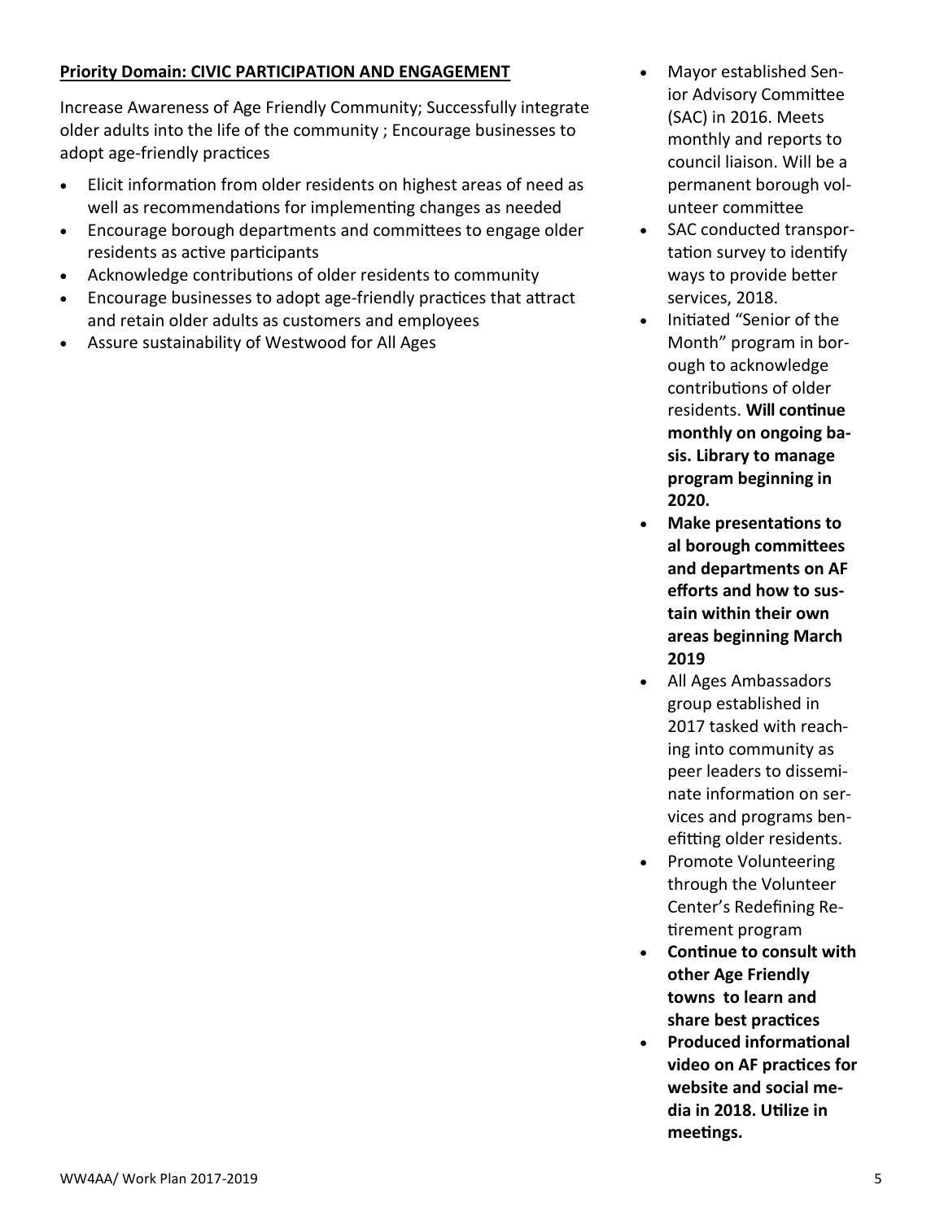**<u>Priority Domain: CIVIC PARTICIPATION AND ENGAGEMENT</u>**

Increase Awareness of Age Friendly Community; Successfully integrate older adults into the life of the community ; Encourage businesses to adopt age-friendly practices

- Elicit information from older residents on highest areas of need as well as recommendations for implementing changes as needed
- Encourage borough departments and committees to engage older residents as active participants
- Acknowledge contributions of older residents to community
- Encourage businesses to adopt age-friendly practices that attract and retain older adults as customers and employees
- Assure sustainability of Westwood for All Ages

- Mayor established Senior Advisory Committee (SAC) in 2016. Meets monthly and reports to council liaison. Will be a permanent borough volunteer committee
- SAC conducted transportation survey to identify ways to provide better services, 2018.
- Initiated "Senior of the Month" program in borough to acknowledge contributions of older residents. **Will continue monthly on ongoing basis. Library to manage program beginning in 2020.**
- **Make presentations to al borough committees and departments on AF efforts and how to sustain within their own areas beginning March 2019**
- All Ages Ambassadors group established in 2017 tasked with reaching into community as peer leaders to disseminate information on services and programs benefitting older residents.
- Promote Volunteering through the Volunteer Center's Redefining Retirement program
- **Continue to consult with other Age Friendly towns to learn and share best practices**
- **Produced informational video on AF practices for website and social media in 2018. Utilize in meetings.**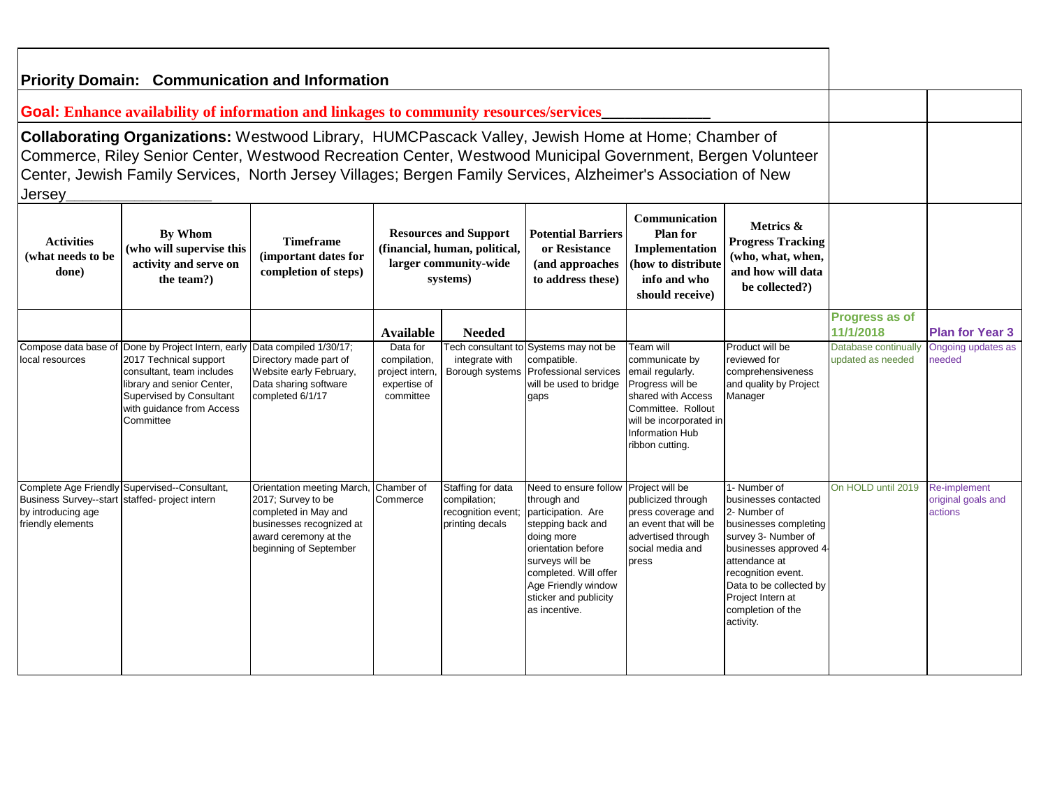**Priority Domain: Communication and Information**

**Goal: Enhance availability of information and linkages to community resources/services______________**

**Collaborating Organizations:** Westwood Library, HUMCPascack Valley, Jewish Home at Home; Chamber of Commerce, Riley Senior Center, Westwood Recreation Center, Westwood Municipal Government, Bergen Volunteer Center, Jewish Family Services, North Jersey Villages; Bergen Family Services, Alzheimer's Association of New Jersey_________________

| Activities (what needs to be done) | By Whom (who will supervise this activity and serve on the team?) | Timeframe (important dates for completion of steps) | Resources and Support (financial, human, political, larger community-wide systems) | | Potential Barriers or Resistance (and approaches to address these) | Communication Plan for Implementation (how to distribute info and who should receive) | Metrics & Progress Tracking (who, what, when, and how will data be collected?) | | |
|---|---|---|---|---|---|---|---|---|---|
| | | | Available | Needed | | | | Progress as of 11/1/2018 | Plan for Year 3 |
| Compose data base of local resources | Done by Project Intern, early 2017 Technical support consultant, team includes library and senior Center, Supervised by Consultant with guidance from Access Committee | Data compiled 1/30/17; Directory made part of Website early February, Data sharing software completed 6/1/17 | Data for compilation, project intern, expertise of committee | Tech consultant to integrate with Borough systems | Systems may not be compatible. Professional services will be used to bridge gaps | Team will communicate by email regularly. Progress will be shared with Access Committee. Rollout will be incorporated in Information Hub ribbon cutting. | Product will be reviewed for comprehensiveness and quality by Project Manager | Database continually updated as needed | Ongoing updates as needed |
| Complete Age Friendly Business Survey--start by introducing age friendly elements | Supervised--Consultant, staffed- project intern | Orientation meeting March, 2017; Survey to be completed in May and businesses recognized at award ceremony at the beginning of September | Chamber of Commerce | Staffing for data compilation; recognition event; printing decals | Need to ensure follow through and participation. Are stepping back and doing more orientation before surveys will be completed. Will offer Age Friendly window sticker and publicity as incentive. | Project will be publicized through press coverage and an event that will be advertised through social media and press | 1- Number of businesses contacted 2- Number of businesses completing survey 3- Number of businesses approved 4- attendance at recognition event. Data to be collected by Project Intern at completion of the activity. | On HOLD until 2019 | Re-implement original goals and actions |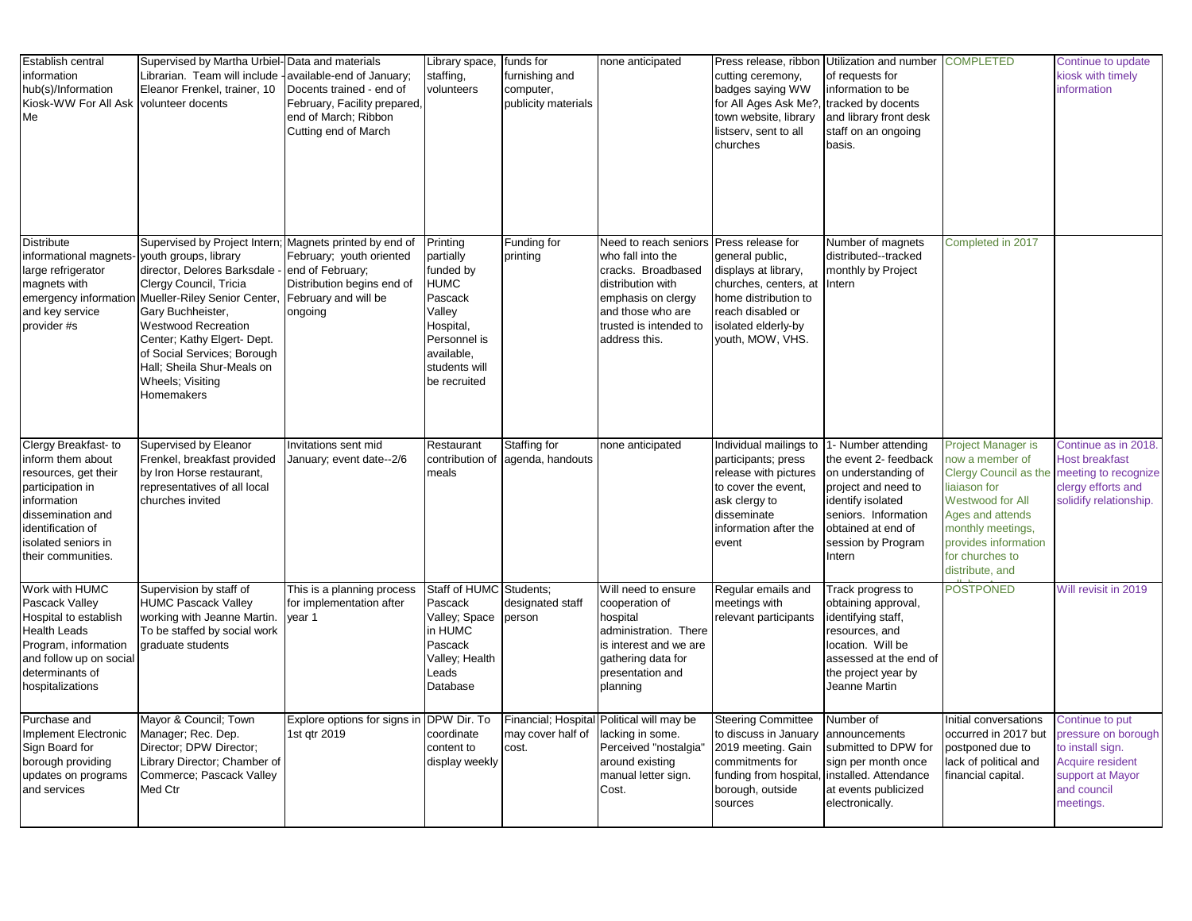| | | | | | | | | | |
|---|---|---|---|---|---|---|---|---|---|
| Establish central information hub(s)/Information Kiosk-WW For All Ask Me | Supervised by Martha Urbiel-Librarian. Team will include Eleanor Frenkel, trainer, 10 volunteer docents | Data and materials available-end of January; Docents trained - end of February, Facility prepared, end of March; Ribbon Cutting end of March | Library space, staffing, volunteers | funds for furnishing and computer, publicity materials | none anticipated | Press release, ribbon cutting ceremony, badges saying WW for All Ages Ask Me?, town website, library listserv, sent to all churches | Utilization and number of requests for information to be tracked by docents and library front desk staff on an ongoing basis. | COMPLETED | Continue to update kiosk with timely information |
| Distribute informational magnets-large refrigerator magnets with emergency information and key service provider #s | Supervised by Project Intern; youth groups, library director, Delores Barksdale - Clergy Council, Tricia Mueller-Riley Senior Center, Gary Buchheister, Westwood Recreation Center; Kathy Elgert- Dept. of Social Services; Borough Hall; Sheila Shur-Meals on Wheels; Visiting Homemakers | Magnets printed by end of February; youth oriented end of February; Distribution begins end of February and will be ongoing | Printing partially funded by HUMC Pascack Valley Hospital, Personnel is available, students will be recruited | Funding for printing | Need to reach seniors who fall into the cracks. Broadbased distribution with emphasis on clergy and those who are trusted is intended to address this. | Press release for general public, displays at library, churches, centers, at home distribution to reach disabled or isolated elderly-by youth, MOW, VHS. | Number of magnets distributed--tracked monthly by Project Intern | Completed in 2017 | |
| Clergy Breakfast- to inform them about resources, get their participation in information dissemination and identification of isolated seniors in their communities. | Supervised by Eleanor Frenkel, breakfast provided by Iron Horse restaurant, representatives of all local churches invited | Invitations sent mid January; event date--2/6 | Restaurant contribution of meals | Staffing for agenda, handouts | none anticipated | Individual mailings to participants; press release with pictures to cover the event, ask clergy to disseminate information after the event | 1- Number attending the event 2- feedback on understanding of project and need to identify isolated seniors. Information obtained at end of session by Program Intern | Project Manager is now a member of Clergy Council as the liaiason for Westwood for All Ages and attends monthly meetings, provides information for churches to distribute, and | Continue as in 2018. Host breakfast meeting to recognize clergy efforts and solidify relationship. |
| Work with HUMC Pascack Valley Hospital to establish Health Leads Program, information and follow up on social determinants of hospitalizations | Supervision by staff of HUMC Pascack Valley working with Jeanne Martin. To be staffed by social work graduate students | This is a planning process for implementation after year 1 | Staff of HUMC Pascack Valley; Space in HUMC Pascack Valley; Health Leads Database | Students; designated staff person | Will need to ensure cooperation of hospital administration. There is interest and we are gathering data for presentation and planning | Regular emails and meetings with relevant participants | Track progress to obtaining approval, identifying staff, resources, and location. Will be assessed at the end of the project year by Jeanne Martin | POSTPONED | Will revisit in 2019 |
| Purchase and Implement Electronic Sign Board for borough providing updates on programs and services | Mayor & Council; Town Manager; Rec. Dep. Director; DPW Director; Library Director; Chamber of Commerce; Pascack Valley Med Ctr | Explore options for signs in 1st qtr 2019 | DPW Dir. To coordinate content to display weekly | Financial; Hospital may cover half of cost. | Political will may be lacking in some. Perceived "nostalgia" around existing manual letter sign. Cost. | Steering Committee to discuss in January 2019 meeting. Gain commitments for funding from hospital, borough, outside sources | Number of announcements submitted to DPW for sign per month once installed. Attendance at events publicized electronically. | Initial conversations occurred in 2017 but postponed due to lack of political and financial capital. | Continue to put pressure on borough to install sign. Acquire resident support at Mayor and council meetings. |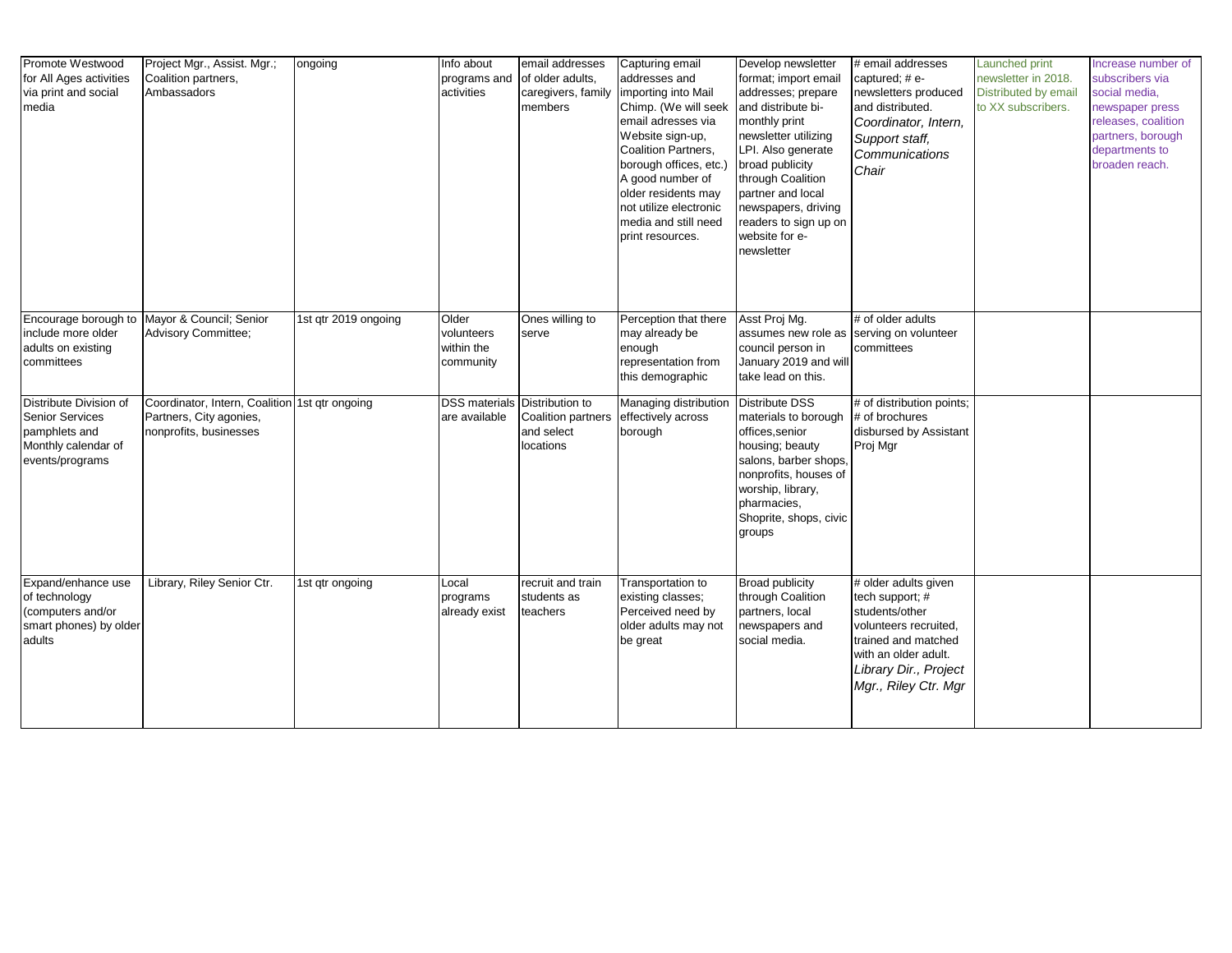| Promote Westwood for All Ages activities via print and social media | Project Mgr., Assist. Mgr.; Coalition partners, Ambassadors | ongoing | Info about programs and activities | email addresses of older adults, caregivers, family members | Capturing email addresses and importing into Mail Chimp. (We will seek email adresses via Website sign-up, Coalition Partners, borough offices, etc.) A good number of older residents may not utilize electronic media and still need print resources. | Develop newsletter format; import email addresses; prepare and distribute bi-monthly print newsletter utilizing LPI. Also generate broad publicity through Coalition partner and local newspapers, driving readers to sign up on website for e-newsletter | # email addresses captured; # e-newsletters produced and distributed. *Coordinator, Intern, Support staff, Communications Chair* | Launched print newsletter in 2018. Distributed by email to XX subscribers. | Increase number of subscribers via social media, newspaper press releases, coalition partners, borough departments to broaden reach. |
|---|---|---|---|---|---|---|---|---|---|
| Encourage borough to include more older adults on existing committees | Mayor & Council; Senior Advisory Committee; | 1st qtr 2019 ongoing | Older volunteers within the community | Ones willing to serve | Perception that there may already be enough representation from this demographic | Asst Proj Mg. assumes new role as council person in January 2019 and will take lead on this. | # of older adults serving on volunteer committees | | |
| Distribute Division of Senior Services pamphlets and Monthly calendar of events/programs | Coordinator, Intern, Coalition Partners, City agonies, nonprofits, businesses | 1st qtr ongoing | DSS materials are available | Distribution to Coalition partners and select locations | Managing distribution effectively across borough | Distribute DSS materials to borough offices,senior housing; beauty salons, barber shops, nonprofits, houses of worship, library, pharmacies, Shoprite, shops, civic groups | # of distribution points; # of brochures disbursed by Assistant Proj Mgr | | |
| Expand/enhance use of technology (computers and/or smart phones) by older adults | Library, Riley Senior Ctr. | 1st qtr ongoing | Local programs already exist | recruit and train students as teachers | Transportation to existing classes; Perceived need by older adults may not be great | Broad publicity through Coalition partners, local newspapers and social media. | # older adults given tech support; # students/other volunteers recruited, trained and matched with an older adult. *Library Dir., Project Mgr., Riley Ctr. Mgr* | | |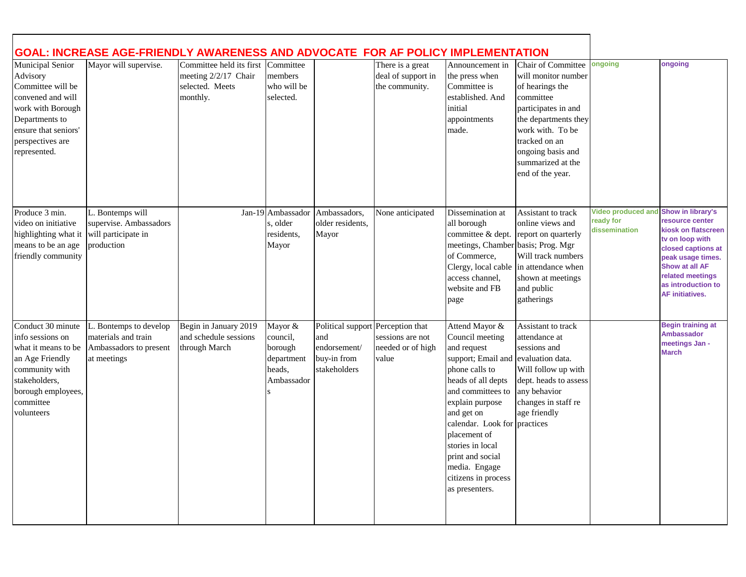## GOAL: INCREASE AGE-FRIENDLY AWARENESS AND ADVOCATE FOR AF POLICY IMPLEMENTATION

| | | | | | | | | | |
|---|---|---|---|---|---|---|---|---|---|
| Municipal Senior Advisory Committee will be convened and will work with Borough Departments to ensure that seniors' perspectives are represented. | Mayor will supervise. | Committee held its first meeting 2/2/17 Chair selected. Meets monthly. | Committee members who will be selected. | | There is a great deal of support in the community. | Announcement in the press when Committee is established. And initial appointments made. | Chair of Committee will monitor number of hearings the committee participates in and the departments they work with. To be tracked on an ongoing basis and summarized at the end of the year. | **ongoing** | **ongoing** |
| Produce 3 min. video on initiative highlighting what it means to be an age friendly community | L. Bontemps will supervise. Ambassadors will participate in production | Jan-19 | Ambassadors, older residents, Mayor | Ambassadors, older residents, Mayor | None anticipated | Dissemination at all borough committee & dept. meetings, Chamber of Commerce, Clergy, local cable access channel, website and FB page | Assistant to track online views and report on quarterly basis; Prog. Mgr Will track numbers in attendance when shown at meetings and public gatherings | **Video produced and ready for dissemination** | **Show in library's resource center kiosk on flatscreen tv on loop with closed captions at peak usage times. Show at all AF related meetings as introduction to AF initiatives.** |
| Conduct 30 minute info sessions on what it means to be an Age Friendly community with stakeholders, borough employees, committee volunteers | L. Bontemps to develop materials and train Ambassadors to present at meetings | Begin in January 2019 and schedule sessions through March | Mayor & council, borough department heads, Ambassadors | Political support and endorsement/ buy-in from stakeholders | Perception that sessions are not needed or of high value | Attend Mayor & Council meeting and request support; Email and phone calls to heads of all depts and committees to explain purpose and get on calendar. Look for placement of stories in local print and social media. Engage citizens in process as presenters. | Assistant to track attendance at sessions and evaluation data. Will follow up with dept. heads to assess any behavior changes in staff re age friendly practices | | **Begin training at Ambassador meetings Jan - March** |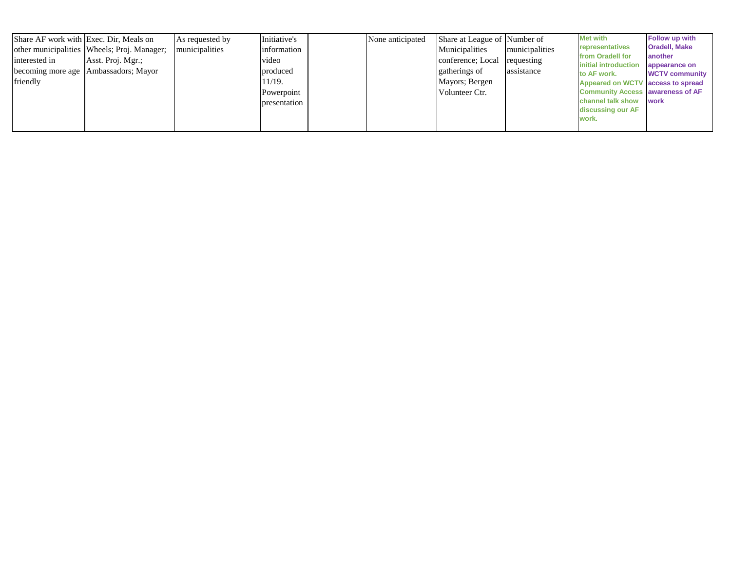| | | | | | | | | | |
|---|---|---|---|---|---|---|---|---|---|
| Share AF work with other municipalities interested in becoming more age friendly | Exec. Dir, Meals on Wheels; Proj. Manager; Asst. Proj. Mgr.; Ambassadors; Mayor | As requested by municipalities | Initiative's information video produced 11/19. Powerpoint presentation | | None anticipated | Share at League of Municipalities conference; Local gatherings of Mayors; Bergen Volunteer Ctr. | Number of municipalities requesting assistance | **Met with representatives from Oradell for initial introduction to AF work. Appeared on WCTV Community Access channel talk show discussing our AF work.** | **Follow up with Oradell, Make another appearance on WCTV community access to spread awareness of AF work** |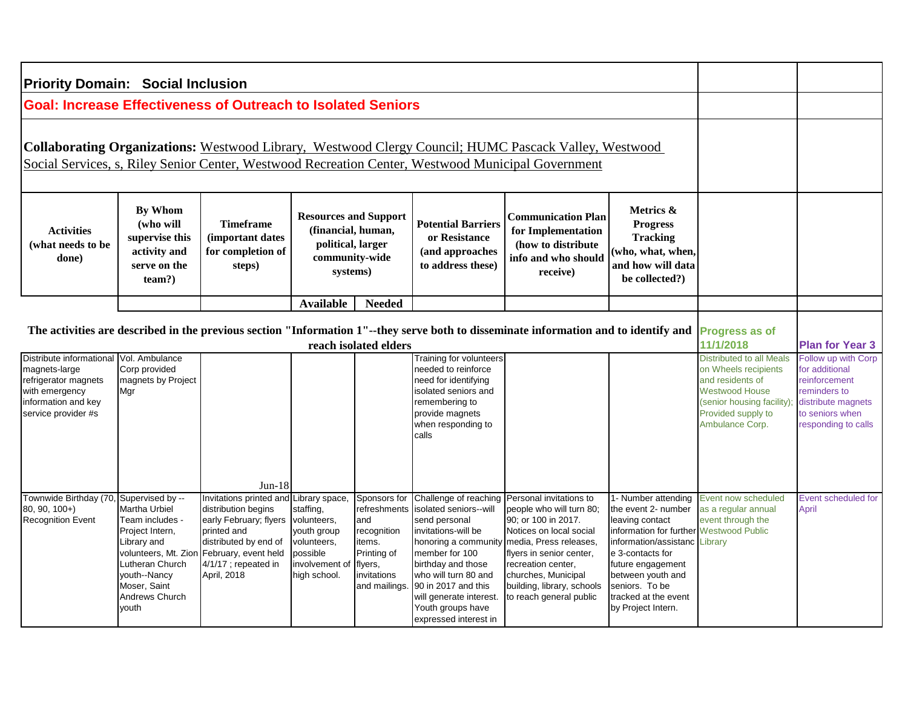## Priority Domain: Social Inclusion

**Goal: Increase Effectiveness of Outreach to Isolated Seniors**

**Collaborating Organizations:** Westwood Library, Westwood Clergy Council; HUMC Pascack Valley, Westwood Social Services, s, Riley Senior Center, Westwood Recreation Center, Westwood Municipal Government

| Activities (what needs to be done) | By Whom (who will supervise this activity and serve on the team?) | Timeframe (important dates for completion of steps) | Resources and Support (financial, human, political, larger community-wide systems) | | Potential Barriers or Resistance (and approaches to address these) | Communication Plan for Implementation (how to distribute info and who should receive) | Metrics & Progress Tracking (who, what, when, and how will data be collected?) | | |
|---|---|---|---|---|---|---|---|---|---|
| | | | Available | Needed | | | | | |
| The activities are described in the previous section "Information 1"--they serve both to disseminate information and to identify and reach isolated elders | | | | | | | | Progress as of 11/1/2018 | Plan for Year 3 |
| Distribute informational magnets-large refrigerator magnets with emergency information and key service provider #s | Vol. Ambulance Corp provided magnets by Project Mgr | Jun-18 | | | Training for volunteers needed to reinforce need for identifying isolated seniors and remembering to provide magnets when responding to calls | | | Distributed to all Meals on Wheels recipients and residents of Westwood House (senior housing facility); Provided supply to Ambulance Corp. | Follow up with Corp for additional reinforcement reminders to distribute magnets to seniors when responding to calls |
| Townwide Birthday (70, 80, 90, 100+) Recognition Event | Supervised by --Martha Urbiel Team includes - Project Intern, Library and volunteers, Mt. Zion Lutheran Church youth--Nancy Moser, Saint Andrews Church youth | Invitations printed and distribution begins early February; flyers printed and distributed by end of February, event held 4/1/17 ; repeated in April, 2018 | Library space, staffing, volunteers, youth group volunteers, possible involvement of high school. | Sponsors for refreshments and recognition items. Printing of flyers, invitations and mailings. | Challenge of reaching isolated seniors--will send personal invitations-will be honoring a community member for 100 birthday and those who will turn 80 and 90 in 2017 and this will generate interest. Youth groups have expressed interest in | Personal invitations to people who will turn 80; 90; or 100 in 2017. Notices on local social media, Press releases, flyers in senior center, recreation center, churches, Municipal building, library, schools to reach general public | 1- Number attending the event 2- number leaving contact information for further information/assistance 3-contacts for future engagement between youth and seniors. To be tracked at the event by Project Intern. | Event now scheduled as a regular annual event through the Westwood Public Library | Event scheduled for April |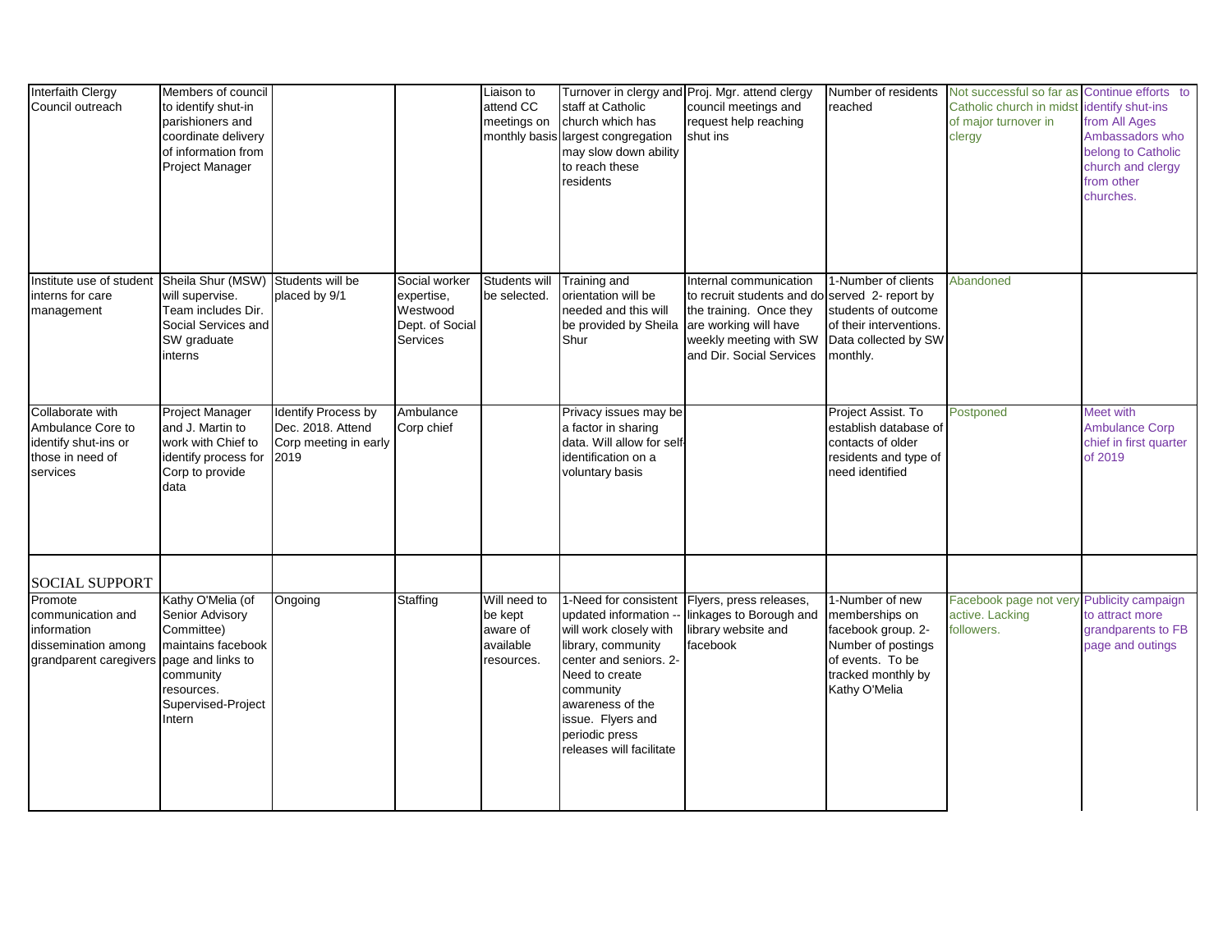| | | | | | | | | | |
|---|---|---|---|---|---|---|---|---|---|
| Interfaith Clergy Council outreach | Members of council to identify shut-in parishioners and coordinate delivery of information from Project Manager | | | Liaison to attend CC meetings on monthly basis | Turnover in clergy and staff at Catholic church which has largest congregation may slow down ability to reach these residents | Proj. Mgr. attend clergy council meetings and request help reaching shut ins | Number of residents reached | Not successful so far as Catholic church in midst of major turnover in clergy | Continue efforts to identify shut-ins from All Ages Ambassadors who belong to Catholic church and clergy from other churches. |
| Institute use of student interns for care management | Sheila Shur (MSW) will supervise. Team includes Dir. Social Services and SW graduate interns | Students will be placed by 9/1 | Social worker expertise, Westwood Dept. of Social Services | Students will be selected. | Training and orientation will be needed and this will be provided by Sheila Shur | Internal communication to recruit students and do the training. Once they are working will have weekly meeting with SW and Dir. Social Services | 1-Number of clients served 2- report by students of outcome of their interventions. Data collected by SW monthly. | Abandoned | |
| Collaborate with Ambulance Core to identify shut-ins or those in need of services | Project Manager and J. Martin to work with Chief to identify process for Corp to provide data | Identify Process by Dec. 2018. Attend Corp meeting in early 2019 | Ambulance Corp chief | | Privacy issues may be a factor in sharing data. Will allow for self-identification on a voluntary basis | | Project Assist. To establish database of contacts of older residents and type of need identified | Postponed | Meet with Ambulance Corp chief in first quarter of 2019 |
| SOCIAL SUPPORT | | | | | | | | | |
| Promote communication and information dissemination among grandparent caregivers | Kathy O'Melia (of Senior Advisory Committee) maintains facebook page and links to community resources. Supervised-Project Intern | Ongoing | Staffing | Will need to be kept aware of available resources. | 1-Need for consistent updated information -- will work closely with library, community center and seniors. 2-Need to create community awareness of the issue. Flyers and periodic press releases will facilitate | Flyers, press releases, linkages to Borough and library website and facebook | 1-Number of new memberships on facebook group. 2-Number of postings of events. To be tracked monthly by Kathy O'Melia | Facebook page not very active. Lacking followers. | Publicity campaign to attract more grandparents to FB page and outings |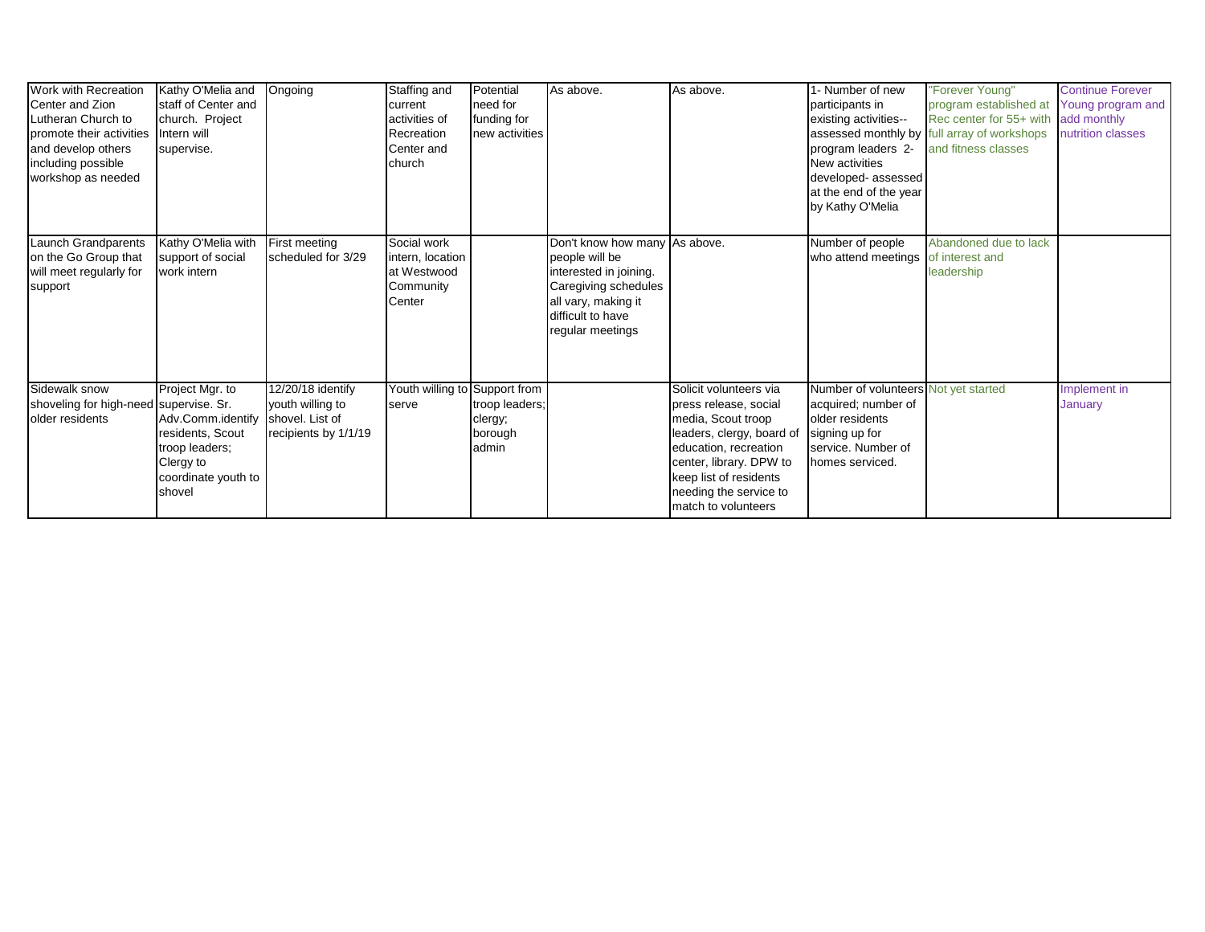| | | | | | | | | | |
|---|---|---|---|---|---|---|---|---|---|
| Work with Recreation Center and Zion Lutheran Church to promote their activities and develop others including possible workshop as needed | Kathy O'Melia and staff of Center and church. Project Intern will supervise. | Ongoing | Staffing and current activities of Recreation Center and church | Potential need for funding for new activities | As above. | As above. | 1- Number of new participants in existing activities--assessed monthly by program leaders 2- New activities developed- assessed at the end of the year by Kathy O'Melia | "Forever Young" program established at Rec center for 55+ with full array of workshops and fitness classes | Continue Forever Young program and add monthly nutrition classes |
| Launch Grandparents on the Go Group that will meet regularly for support | Kathy O'Melia with support of social work intern | First meeting scheduled for 3/29 | Social work intern, location at Westwood Community Center | | Don't know how many people will be interested in joining. Caregiving schedules all vary, making it difficult to have regular meetings | As above. | Number of people who attend meetings | Abandoned due to lack of interest and leadership | |
| Sidewalk snow shoveling for high-need older residents | Project Mgr. to supervise. Sr. Adv.Comm.identify residents, Scout troop leaders; Clergy to coordinate youth to shovel | 12/20/18 identify youth willing to shovel. List of recipients by 1/1/19 | Youth willing to serve | Support from troop leaders; clergy; borough admin | | Solicit volunteers via press release, social media, Scout troop leaders, clergy, board of education, recreation center, library. DPW to keep list of residents needing the service to match to volunteers | Number of volunteers acquired; number of older residents signing up for service. Number of homes serviced. | Not yet started | Implement in January |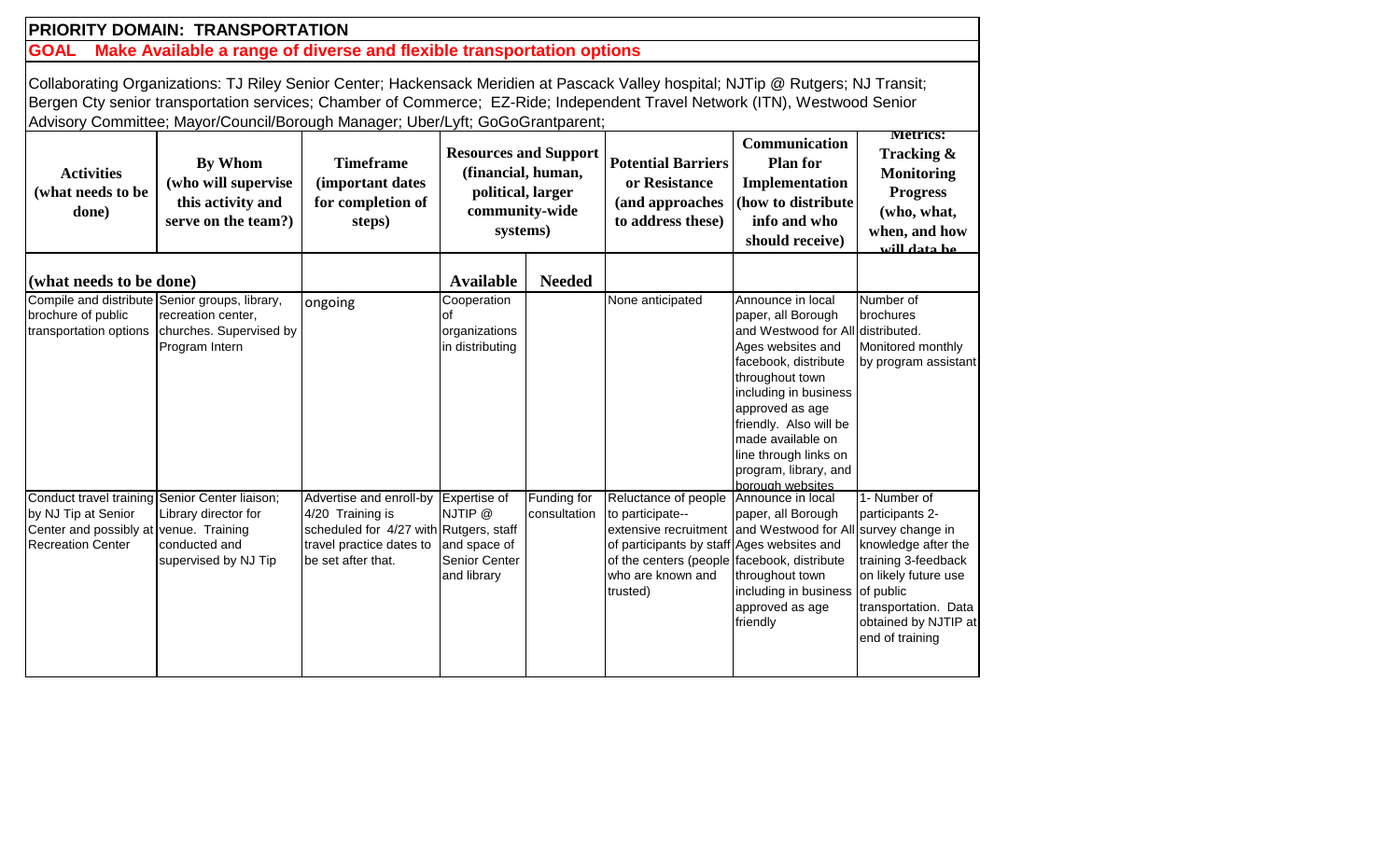**PRIORITY DOMAIN: TRANSPORTATION**

**GOAL Make Available a range of diverse and flexible transportation options**

Collaborating Organizations: TJ Riley Senior Center; Hackensack Meridien at Pascack Valley hospital; NJTip @ Rutgers; NJ Transit; Bergen Cty senior transportation services; Chamber of Commerce; EZ-Ride; Independent Travel Network (ITN), Westwood Senior Advisory Committee; Mayor/Council/Borough Manager; Uber/Lyft; GoGoGrantparent;

| Activities (what needs to be done) | By Whom (who will supervise this activity and serve on the team?) | Timeframe (important dates for completion of steps) | Resources and Support (financial, human, political, larger community-wide systems) | | Potential Barriers or Resistance (and approaches to address these) | Communication Plan for Implementation (how to distribute info and who should receive) | Metrics: Tracking & Monitoring Progress (who, what, when, and how will data be |
|---|---|---|---|---|---|---|---|
| (what needs to be done) | | | Available | Needed | | | |
| Compile and distribute brochure of public transportation options | Senior groups, library, recreation center, churches. Supervised by Program Intern | ongoing | Cooperation of organizations in distributing | | None anticipated | Announce in local paper, all Borough and Westwood for All Ages websites and facebook, distribute throughout town including in business approved as age friendly. Also will be made available on line through links on program, library, and borough websites | Number of brochures distributed. Monitored monthly by program assistant |
| Conduct travel training by NJ Tip at Senior Center and possibly at Recreation Center | Senior Center liaison; Library director for venue. Training conducted and supervised by NJ Tip | Advertise and enroll-by 4/20 Training is scheduled for 4/27 with travel practice dates to be set after that. | Expertise of NJTIP @ Rutgers, staff and space of Senior Center and library | Funding for consultation | Reluctance of people to participate--extensive recruitment of participants by staff of the centers (people who are known and trusted) | Announce in local paper, all Borough and Westwood for All Ages websites and facebook, distribute throughout town including in business approved as age friendly | 1- Number of participants 2- survey change in knowledge after the training 3-feedback on likely future use of public transportation. Data obtained by NJTIP at end of training |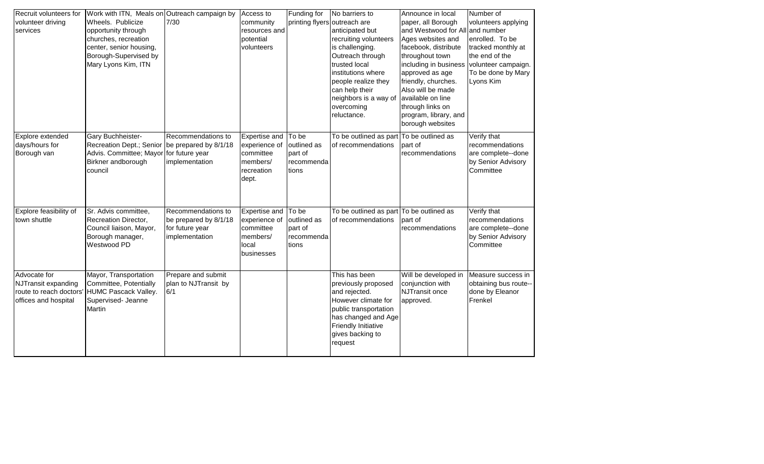| | | | | | | | |
|---|---|---|---|---|---|---|---|
| Recruit volunteers for volunteer driving services | Work with ITN, Meals on Wheels. Publicize opportunity through churches, recreation center, senior housing, Borough-Supervised by Mary Lyons Kim, ITN | Outreach campaign by 7/30 | Access to community resources and potential volunteers | Funding for printing flyers | No barriers to outreach are anticipated but recruiting volunteers is challenging. Outreach through trusted local institutions where people realize they can help their neighbors is a way of overcoming reluctance. | Announce in local paper, all Borough and Westwood for All Ages websites and facebook, distribute throughout town including in business approved as age friendly, churches. Also will be made available on line through links on program, library, and borough websites | Number of volunteers applying and number enrolled. To be tracked monthly at the end of the volunteer campaign. To be done by Mary Lyons Kim |
| Explore extended days/hours for Borough van | Gary Buchheister-Recreation Dept.; Senior Advis. Committee; Mayor Birkner andborough council | Recommendations to be prepared by 8/1/18 for future year implementation | Expertise and experience of committee members/ recreation dept. | To be outlined as part of recommendations | To be outlined as part of recommendations | To be outlined as part of recommendations | Verify that recommendations are complete--done by Senior Advisory Committee |
| Explore feasibility of town shuttle | Sr. Advis committee, Recreation Director, Council liaison, Mayor, Borough manager, Westwood PD | Recommendations to be prepared by 8/1/18 for future year implementation | Expertise and experience of committee members/ local businesses | To be outlined as part of recommendations | To be outlined as part of recommendations | To be outlined as part of recommendations | Verify that recommendations are complete--done by Senior Advisory Committee |
| Advocate for NJTransit expanding route to reach doctors' offices and hospital | Mayor, Transportation Committee, Potentially HUMC Pascack Valley. Supervised- Jeanne Martin | Prepare and submit plan to NJTransit by 6/1 | | | This has been previously proposed and rejected. However climate for public transportation has changed and Age Friendly Initiative gives backing to request | Will be developed in conjunction with NJTransit once approved. | Measure success in obtaining bus route--done by Eleanor Frenkel |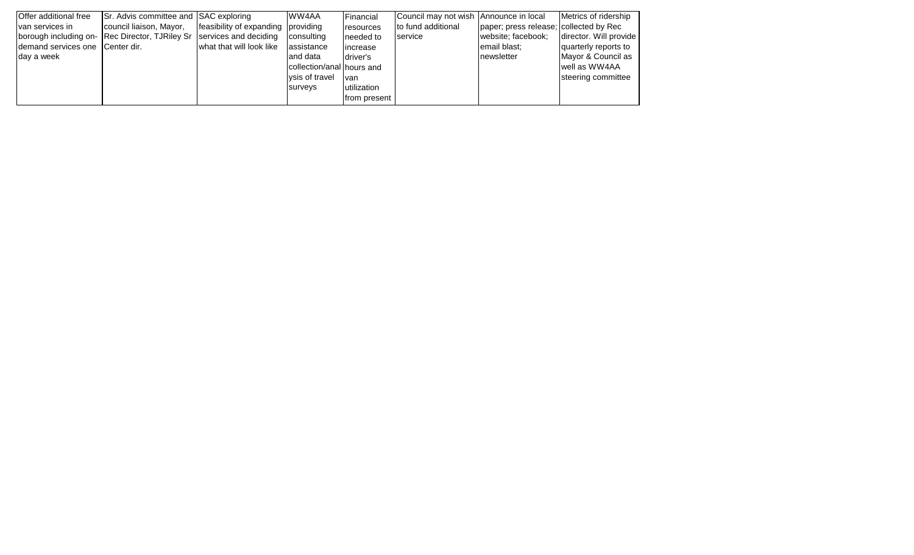| Offer additional free van services in borough including on-demand services one day a week | Sr. Advis committee and council liaison, Mayor, Rec Director, TJRiley Sr Center dir. | SAC exploring feasibility of expanding services and deciding what that will look like | WW4AA providing consulting assistance and data collection/analysis of travel surveys | Financial resources needed to increase driver's hours and van utilization from present | Council may not wish to fund additional service | Announce in local paper; press release; website; facebook; email blast; newsletter | Metrics of ridership collected by Rec director. Will provide quarterly reports to Mayor & Council as well as WW4AA steering committee |
|---|---|---|---|---|---|---|---|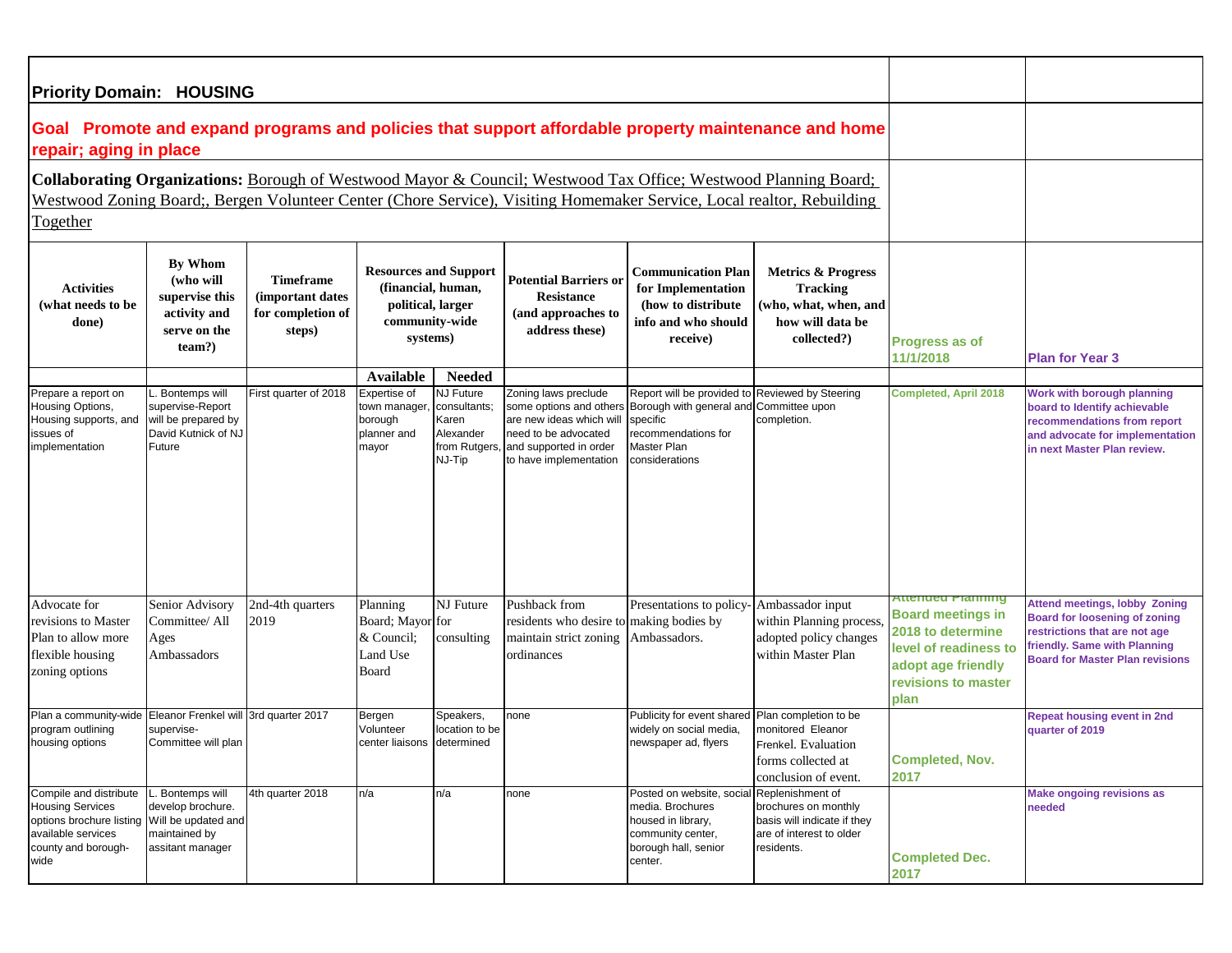**Priority Domain: HOUSING**

**Goal Promote and expand programs and policies that support affordable property maintenance and home repair; aging in place**

**Collaborating Organizations:** Borough of Westwood Mayor & Council; Westwood Tax Office; Westwood Planning Board; Westwood Zoning Board;, Bergen Volunteer Center (Chore Service), Visiting Homemaker Service, Local realtor, Rebuilding Together

| Activities (what needs to be done) | By Whom (who will supervise this activity and serve on the team?) | Timeframe (important dates for completion of steps) | Resources and Support (financial, human, political, larger community-wide systems) | | Potential Barriers or Resistance (and approaches to address these) | Communication Plan for Implementation (how to distribute info and who should receive) | Metrics & Progress Tracking (who, what, when, and how will data be collected?) | Progress as of 11/1/2018 | Plan for Year 3 |
|---|---|---|---|---|---|---|---|---|---|
| | | | Available | Needed | | | | | |
| Prepare a report on Housing Options, Housing supports, and issues of implementation | L. Bontemps will supervise-Report will be prepared by David Kutnick of NJ Future | First quarter of 2018 | Expertise of town manager, borough planner and mayor | NJ Future consultants; Karen Alexander from Rutgers, NJ-Tip | Zoning laws preclude some options and others are new ideas which will need to be advocated and supported in order to have implementation | Report will be provided to Borough with general and specific recommendations for Master Plan considerations | Reviewed by Steering Committee upon completion. | Completed, April 2018 | Work with borough planning board to Identify achievable recommendations from report and advocate for implementation in next Master Plan review. |
| Advocate for revisions to Master Plan to allow more flexible housing zoning options | Senior Advisory Committee/ All Ages Ambassadors | 2nd-4th quarters 2019 | Planning Board; Mayor & Council; Land Use Board | NJ Future for consulting | Pushback from residents who desire to maintain strict zoning ordinances | Presentations to policy-making bodies by Ambassadors. | Ambassador input within Planning process, adopted policy changes within Master Plan | Attended Planning Board meetings in 2018 to determine level of readiness to adopt age friendly revisions to master plan | Attend meetings, lobby Zoning Board for loosening of zoning restrictions that are not age friendly. Same with Planning Board for Master Plan revisions |
| Plan a community-wide program outlining housing options | Eleanor Frenkel will supervise- Committee will plan | 3rd quarter 2017 | Bergen Volunteer center liaisons | Speakers, location to be determined | none | Publicity for event shared widely on social media, newspaper ad, flyers | Plan completion to be monitored Eleanor Frenkel. Evaluation forms collected at conclusion of event. | Completed, Nov. 2017 | Repeat housing event in 2nd quarter of 2019 |
| Compile and distribute Housing Services options brochure listing available services county and borough-wide | L. Bontemps will develop brochure. Will be updated and maintained by assitant manager | 4th quarter 2018 | n/a | n/a | none | Posted on website, social media. Brochures housed in library, community center, borough hall, senior center. | Replenishment of brochures on monthly basis will indicate if they are of interest to older residents. | Completed Dec. 2017 | Make ongoing revisions as needed |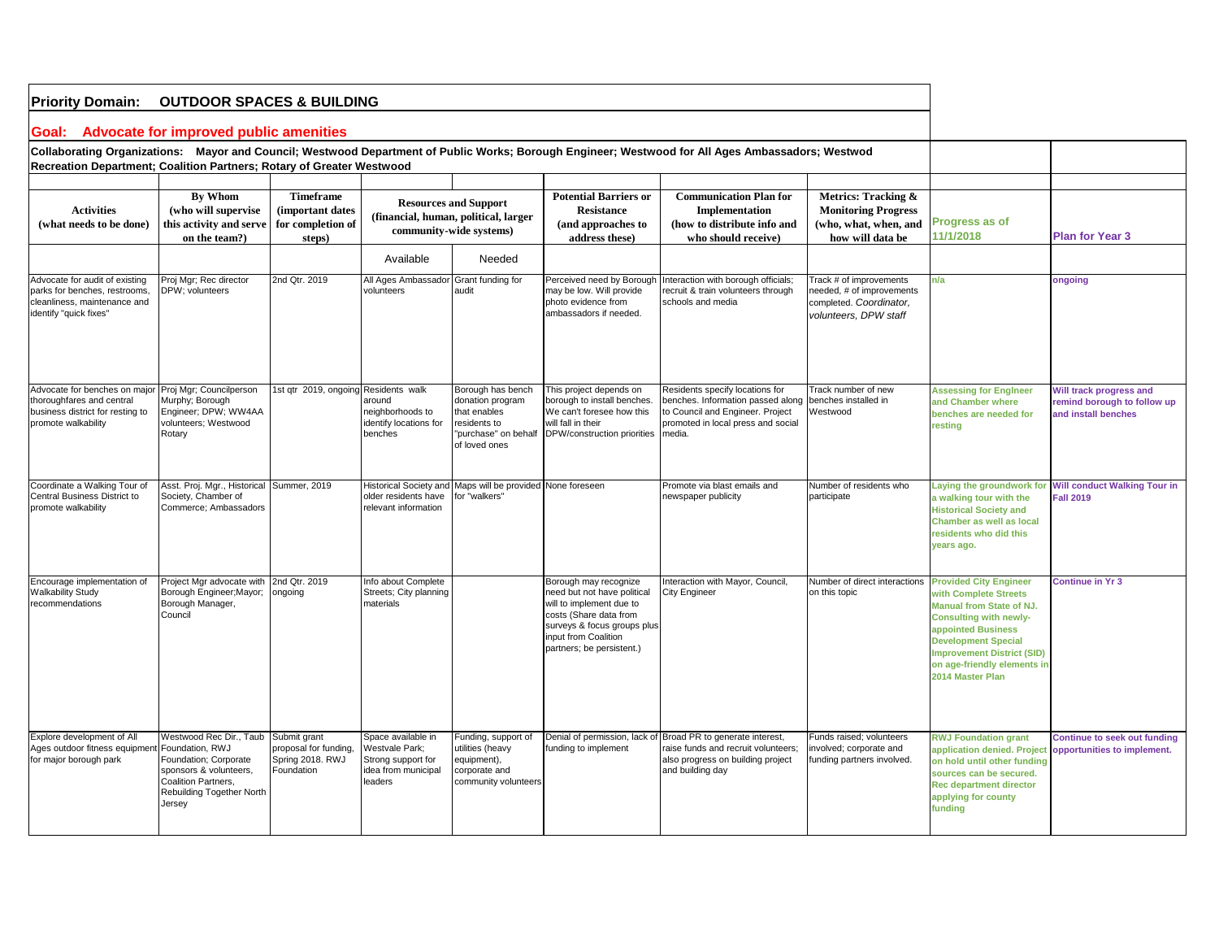**Priority Domain: OUTDOOR SPACES & BUILDING**

**Goal: Advocate for improved public amenities**

**Collaborating Organizations: Mayor and Council; Westwood Department of Public Works; Borough Engineer; Westwood for All Ages Ambassadors; Westwood Recreation Department; Coalition Partners; Rotary of Greater Westwood**

| Activities (what needs to be done) | By Whom (who will supervise this activity and serve on the team?) | Timeframe (important dates for completion of steps) | Resources and Support (financial, human, political, larger community-wide systems) | | Potential Barriers or Resistance (and approaches to address these) | Communication Plan for Implementation (how to distribute info and who should receive) | Metrics: Tracking & Monitoring Progress (who, what, when, and how will data be | Progress as of 11/1/2018 | Plan for Year 3 |
|---|---|---|---|---|---|---|---|---|---|
| | | | Available | Needed | | | | | |
| Advocate for audit of existing parks for benches, restrooms, cleanliness, maintenance and identify "quick fixes" | Proj Mgr; Rec director DPW; volunteers | 2nd Qtr. 2019 | All Ages Ambassador volunteers | Grant funding for audit | Perceived need by Borough may be low. Will provide photo evidence from ambassadors if needed. | Interaction with borough officials; recruit & train volunteers through schools and media | Track # of improvements needed, # of improvements completed. *Coordinator, volunteers, DPW staff* | n/a | ongoing |
| Advocate for benches on major thoroughfares and central business district for resting to promote walkability | Proj Mgr; Councilperson Murphy; Borough Engineer; DPW; WW4AA volunteers; Westwood Rotary | 1st qtr 2019, ongoing | Residents walk around neighborhoods to identify locations for benches | Borough has bench donation program that enables residents to "purchase" on behalf of loved ones | This project depends on borough to install benches. We can't foresee how this will fall in their DPW/construction priorities | Residents specify locations for benches. Information passed along to Council and Engineer. Project promoted in local press and social media. | Track number of new benches installed in Westwood | Assessing for Engineer and Chamber where benches are needed for resting | Will track progress and remind borough to follow up and install benches |
| Coordinate a Walking Tour of Central Business District to promote walkability | Asst. Proj. Mgr., Historical Society, Chamber of Commerce; Ambassadors | Summer, 2019 | Historical Society and older residents have relevant information | Maps will be provided for "walkers" | None foreseen | Promote via blast emails and newspaper publicity | Number of residents who participate | Laying the groundwork for a walking tour with the Historical Society and Chamber as well as local residents who did this years ago. | Will conduct Walking Tour in Fall 2019 |
| Encourage implementation of Walkability Study recommendations | Project Mgr advocate with Borough Engineer;Mayor; Borough Manager, Council | 2nd Qtr. 2019 ongoing | Info about Complete Streets; City planning materials | | Borough may recognize need but not have political will to implement due to costs (Share data from surveys & focus groups plus input from Coalition partners; be persistent.) | Interaction with Mayor, Council, City Engineer | Number of direct interactions on this topic | Provided City Engineer with Complete Streets Manual from State of NJ. Consulting with newly-appointed Business Development Special Improvement District (SID) on age-friendly elements in 2014 Master Plan | Continue in Yr 3 |
| Explore development of All Ages outdoor fitness equipment for major borough park | Westwood Rec Dir., Taub Foundation, RWJ Foundation; Corporate sponsors & volunteers, Coalition Partners, Rebuilding Together North Jersey | Submit grant proposal for funding, Spring 2018. RWJ Foundation | Space available in Westvale Park; Strong support for idea from municipal leaders | Funding, support of utilities (heavy equipment), corporate and community volunteers | Denial of permission, lack of funding to implement | Broad PR to generate interest, raise funds and recruit volunteers; also progress on building project and building day | Funds raised; volunteers involved; corporate and funding partners involved. | RWJ Foundation grant application denied. Project on hold until other funding sources can be secured. Rec department director applying for county funding | Continue to seek out funding opportunities to implement. |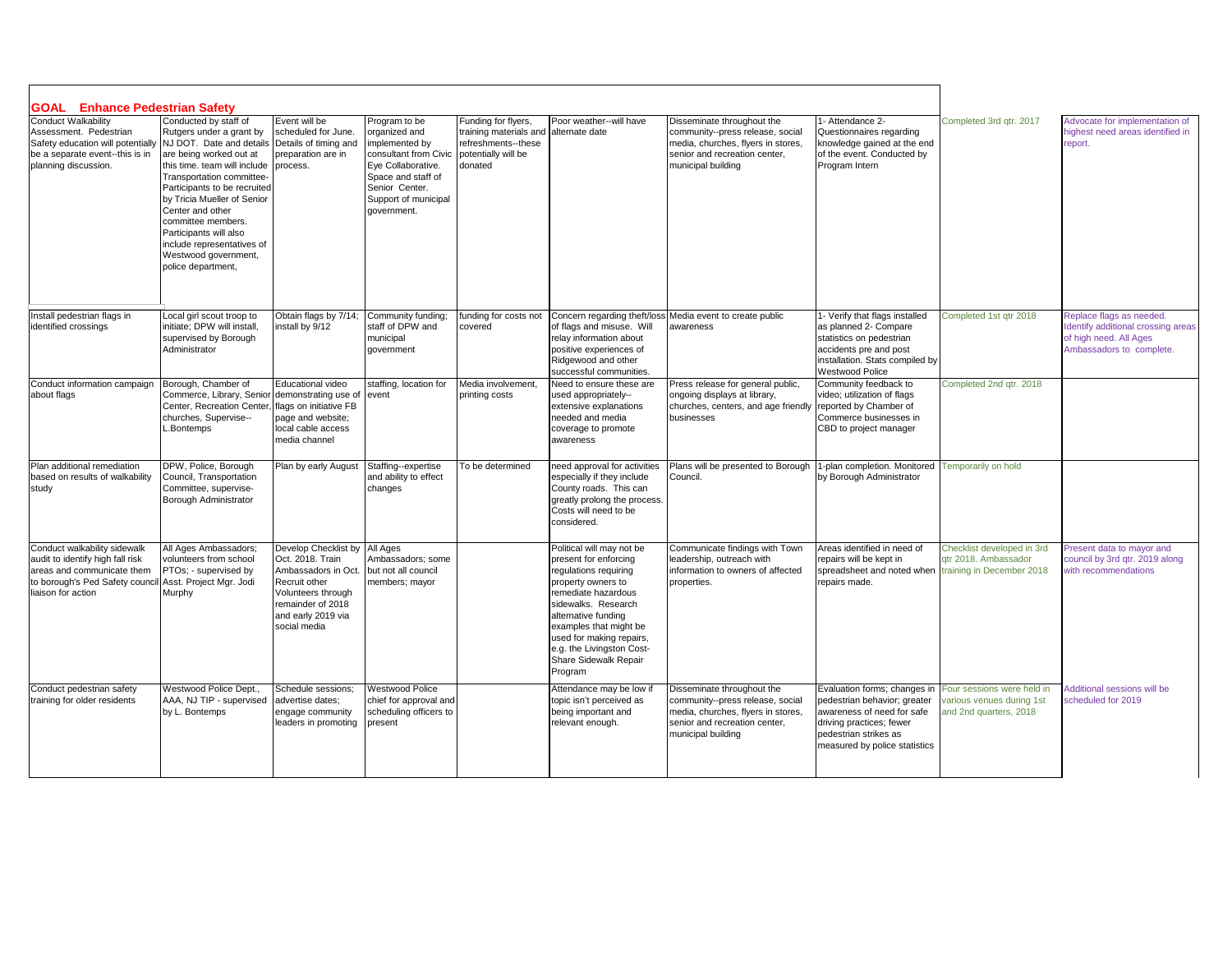## GOAL Enhance Pedestrian Safety

| | | | | | | | | | |
|---|---|---|---|---|---|---|---|---|---|
| Conduct Walkability Assessment. Pedestrian Safety education will potentially be a separate event--this is in planning discussion. | Conducted by staff of Rutgers under a grant by NJ DOT. Date and details are being worked out at this time. team will include Transportation committee- Participants to be recruited by Tricia Mueller of Senior Center and other committee members. Participants will also include representatives of Westwood government, police department, | Event will be scheduled for June. Details of timing and preparation are in process. | Program to be organized and implemented by consultant from Civic Eye Collaborative. Space and staff of Senior Center. Support of municipal government. | Funding for flyers, training materials and refreshments--these potentially will be donated | Poor weather--will have alternate date | Disseminate throughout the community--press release, social media, churches, flyers in stores, senior and recreation center, municipal building | 1- Attendance 2- Questionnaires regarding knowledge gained at the end of the event. Conducted by Program Intern | Completed 3rd qtr. 2017 | Advocate for implementation of highest need areas identified in report. |
| Install pedestrian flags in identified crossings | Local girl scout troop to initiate; DPW will install, supervised by Borough Administrator | Obtain flags by 7/14; install by 9/12 | Community funding; staff of DPW and municipal government | funding for costs not covered | Concern regarding theft/loss of flags and misuse. Will relay information about positive experiences of Ridgewood and other successful communities. | Media event to create public awareness | 1- Verify that flags installed as planned 2- Compare statistics on pedestrian accidents pre and post installation. Stats compiled by Westwood Police | Completed 1st qtr 2018 | Replace flags as needed. Identify additional crossing areas of high need. All Ages Ambassadors to complete. |
| Conduct information campaign about flags | Borough, Chamber of Commerce, Library, Senior Center, Recreation Center, churches, Supervise-- L.Bontemps | Educational video demonstrating use of flags on initiative FB page and website; local cable access media channel | staffing, location for event | Media involvement, printing costs | Need to ensure these are used appropriately-- extensive explanations needed and media coverage to promote awareness | Press release for general public, ongoing displays at library, churches, centers, and age friendly businesses | Community feedback to video; utilization of flags reported by Chamber of Commerce businesses in CBD to project manager | Completed 2nd qtr. 2018 | |
| Plan additional remediation based on results of walkability study | DPW, Police, Borough Council, Transportation Committee, supervise- Borough Administrator | Plan by early August | Staffing--expertise and ability to effect changes | To be determined | need approval for activities especially if they include County roads. This can greatly prolong the process. Costs will need to be considered. | Plans will be presented to Borough Council. | 1-plan completion. Monitored by Borough Administrator | Temporarily on hold | |
| Conduct walkability sidewalk audit to identify high fall risk areas and communicate them to borough's Ped Safety council liaison for action | All Ages Ambassadors; volunteers from school PTOs; - supervised by Asst. Project Mgr. Jodi Murphy | Develop Checklist by Oct. 2018. Train Ambassadors in Oct. Recruit other Volunteers through remainder of 2018 and early 2019 via social media | All Ages Ambassadors; some but not all council members; mayor | | Political will may not be present for enforcing regulations requiring property owners to remediate hazardous sidewalks. Research alternative funding examples that might be used for making repairs, e.g. the Livingston Cost-Share Sidewalk Repair Program | Communicate findings with Town leadership, outreach with information to owners of affected properties. | Areas identified in need of repairs will be kept in spreadsheet and noted when repairs made. | Checklist developed in 3rd qtr 2018. Ambassador training in December 2018 | Present data to mayor and council by 3rd qtr. 2019 along with recommendations |
| Conduct pedestrian safety training for older residents | Westwood Police Dept., AAA, NJ TIP - supervised by L. Bontemps | Schedule sessions; advertise dates; engage community leaders in promoting | Westwood Police chief for approval and scheduling officers to present | | Attendance may be low if topic isn't perceived as being important and relevant enough. | Disseminate throughout the community--press release, social media, churches, flyers in stores, senior and recreation center, municipal building | Evaluation forms; changes in pedestrian behavior; greater awareness of need for safe driving practices; fewer pedestrian strikes as measured by police statistics | Four sessions were held in various venues during 1st and 2nd quarters, 2018 | Additional sessions will be scheduled for 2019 |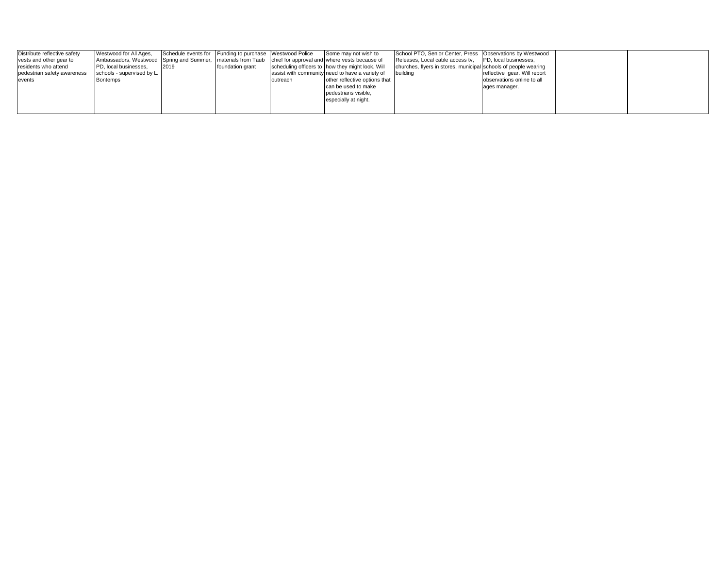| | | | | | | | | | |
|---|---|---|---|---|---|---|---|---|---|
| Distribute reflective safety vests and other gear to residents who attend pedestrian safety awareness events | Westwood for All Ages, Ambassadors, Westwood PD, local businesses, schools - supervised by L. Bontemps | Schedule events for Spring and Summer, 2019 | Funding to purchase materials from Taub foundation grant | Westwood Police chief for approval and scheduling officers to assist with community outreach | Some may not wish to where vests because of how they might look. Will need to have a variety of other reflective options that can be used to make pedestrians visible, especially at night. | School PTO, Senior Center, Press Releases, Local cable access tv, churches, flyers in stores, municipal building | Observations by Westwood PD, local businesses, schools of people wearing reflective gear. Will report observations online to all ages manager. | | |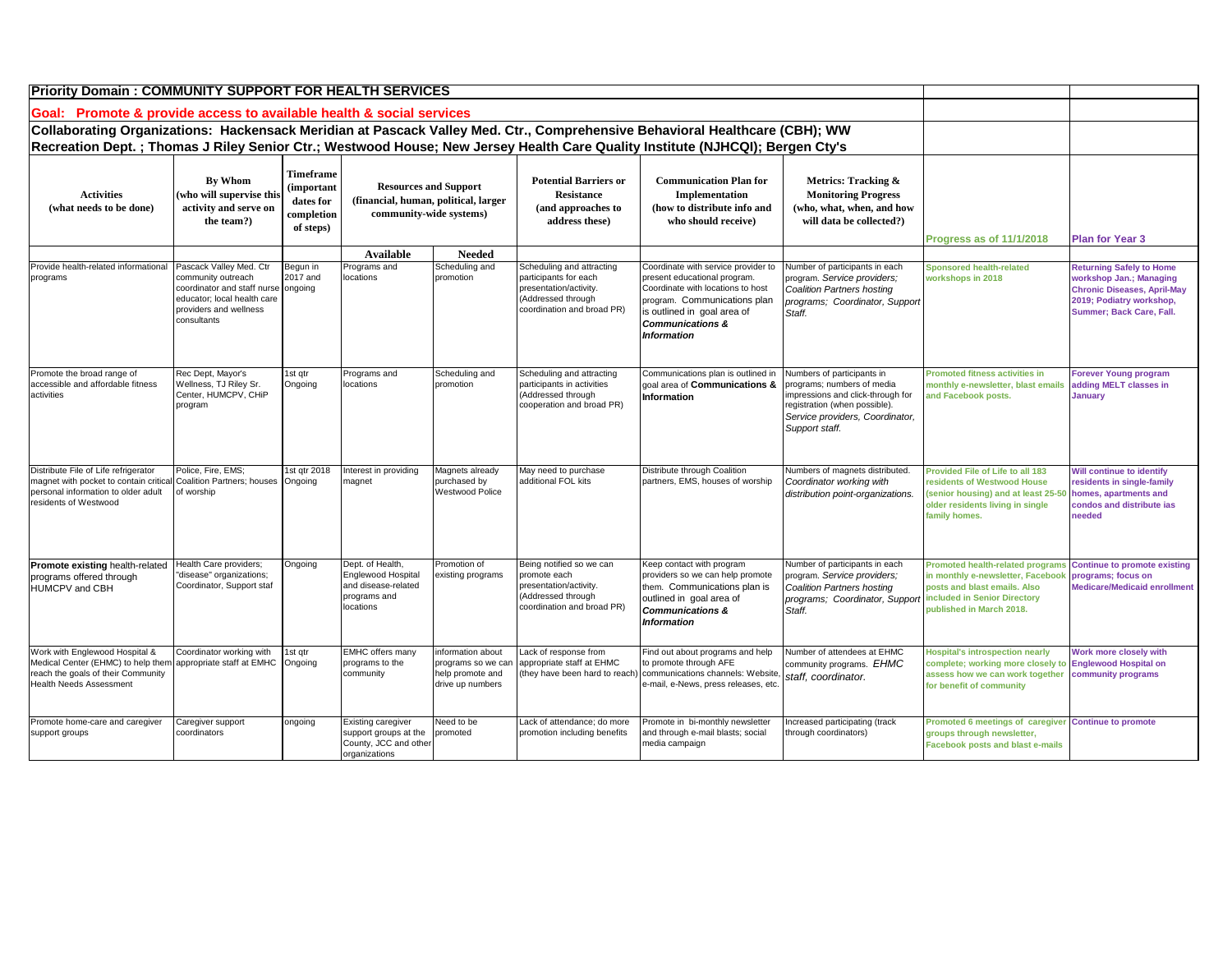## Priority Domain : COMMUNITY SUPPORT FOR HEALTH SERVICES

**Goal: Promote & provide access to available health & social services**

**Collaborating Organizations: Hackensack Meridian at Pascack Valley Med. Ctr., Comprehensive Behavioral Healthcare (CBH); WW Recreation Dept. ; Thomas J Riley Senior Ctr.; Westwood House; New Jersey Health Care Quality Institute (NJHCQI); Bergen Cty's**

| Activities (what needs to be done) | By Whom (who will supervise this activity and serve on the team?) | Timeframe (important dates for completion of steps) | Resources and Support (financial, human, political, larger community-wide systems) | | Potential Barriers or Resistance (and approaches to address these) | Communication Plan for Implementation (how to distribute info and who should receive) | Metrics: Tracking & Monitoring Progress (who, what, when, and how will data be collected?) | Progress as of 11/1/2018 | Plan for Year 3 |
|---|---|---|---|---|---|---|---|---|---|
| | | | **Available** | **Needed** | | | | | |
| Provide health-related informational programs | Pascack Valley Med. Ctr community outreach coordinator and staff nurse educator; local health care providers and wellness consultants | Begun in 2017 and ongoing | Programs and locations | Scheduling and promotion | Scheduling and attracting participants for each presentation/activity. (Addressed through coordination and broad PR) | Coordinate with service provider to present educational program. Coordinate with locations to host program. Communications plan is outlined in goal area of ***Communications & Information*** | Number of participants in each program. *Service providers; Coalition Partners hosting programs; Coordinator, Support Staff.* | Sponsored health-related workshops in 2018 | Returning Safely to Home workshop Jan.; Managing Chronic Diseases, April-May 2019; Podiatry workshop, Summer; Back Care, Fall. |
| Promote the broad range of accessible and affordable fitness activities | Rec Dept, Mayor's Wellness, TJ Riley Sr. Center, HUMCPV, CHiP program | 1st qtr Ongoing | Programs and locations | Scheduling and promotion | Scheduling and attracting participants in activities (Addressed through cooperation and broad PR) | Communications plan is outlined in goal area of **Communications & Information** | Numbers of participants in programs; numbers of media impressions and click-through for registration (when possible). *Service providers, Coordinator, Support staff.* | Promoted fitness activities in monthly e-newsletter, blast emails and Facebook posts. | Forever Young program adding MELT classes in January |
| Distribute File of Life refrigerator magnet with pocket to contain critical personal information to older adult residents of Westwood | Police, Fire, EMS; Coalition Partners; houses of worship | 1st qtr 2018 Ongoing | Interest in providing magnet | Magnets already purchased by Westwood Police | May need to purchase additional FOL kits | Distribute through Coalition partners, EMS, houses of worship | Numbers of magnets distributed. *Coordinator working with distribution point-organizations.* | Provided File of Life to all 183 residents of Westwood House (senior housing) and at least 25-50 older residents living in single family homes. | Will continue to identify residents in single-family homes, apartments and condos and distribute ias needed |
| **Promote existing** health-related programs offered through HUMCPV and CBH | Health Care providers; "disease" organizations; Coordinator, Support staf | Ongoing | Dept. of Health, Englewood Hospital and disease-related programs and locations | Promotion of existing programs | Being notified so we can promote each presentation/activity. (Addressed through coordination and broad PR) | Keep contact with program providers so we can help promote them. Communications plan is outlined in goal area of ***Communications & Information*** | Number of participants in each program. *Service providers; Coalition Partners hosting programs; Coordinator, Support Staff.* | Promoted health-related programs in monthly e-newsletter, Facebook posts and blast emails. Also included in Senior Directory published in March 2018. | Continue to promote existing programs; focus on Medicare/Medicaid enrollment |
| Work with Englewood Hospital & Medical Center (EHMC) to help them reach the goals of their Community Health Needs Assessment | Coordinator working with appropriate staff at EHMC | 1st qtr Ongoing | EHMC offers many programs to the community | information about programs so we can help promote and drive up numbers | Lack of response from appropriate staff at EHMC (they have been hard to reach) | Find out about programs and help to promote through AFE communications channels: Website, e-mail, e-News, press releases, etc. | Number of attendees at EHMC community programs. *EHMC staff, coordinator.* | Hospital's introspection nearly complete; working more closely to assess how we can work together for benefit of community | Work more closely with Englewood Hospital on community programs |
| Promote home-care and caregiver support groups | Caregiver support coordinators | ongoing | Existing caregiver support groups at the County, JCC and other organizations | Need to be promoted | Lack of attendance; do more promotion including benefits | Promote in bi-monthly newsletter and through e-mail blasts; social media campaign | Increased participating (track through coordinators) | Promoted 6 meetings of caregiver groups through newsletter, Facebook posts and blast e-mails | Continue to promote |